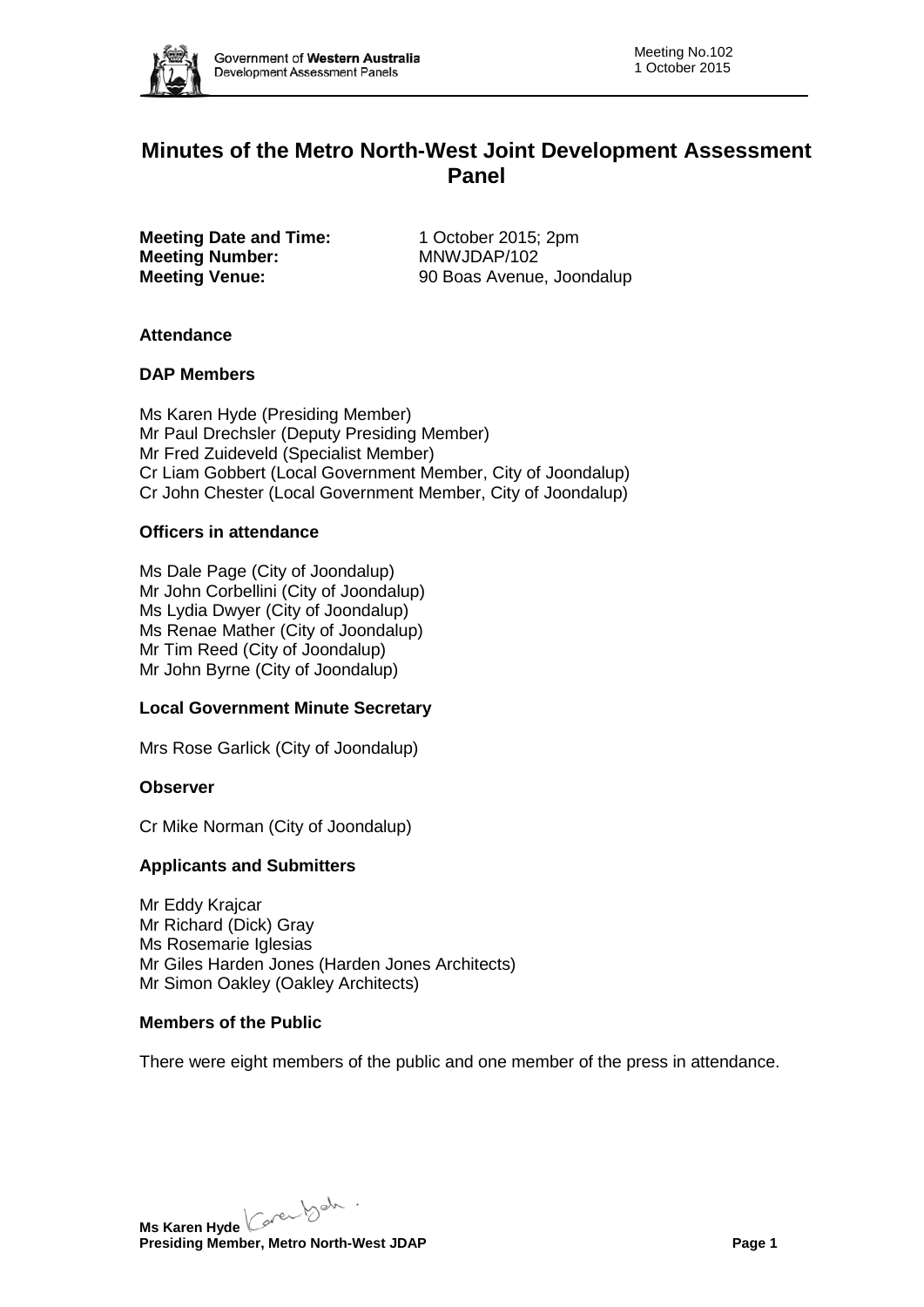# Minutes of the Metro North-West Joint Development Assessment Panel

**Meeting Date and Time:** 1 October 2015; 2pm
**Meeting Number:** MNWJDAP/102
**Meeting Venue:** 90 Boas Avenue, Joondalup

### Attendance

### DAP Members

Ms Karen Hyde (Presiding Member)
Mr Paul Drechsler (Deputy Presiding Member)
Mr Fred Zuideveld (Specialist Member)
Cr Liam Gobbert (Local Government Member, City of Joondalup)
Cr John Chester (Local Government Member, City of Joondalup)

### Officers in attendance

Ms Dale Page (City of Joondalup)
Mr John Corbellini (City of Joondalup)
Ms Lydia Dwyer (City of Joondalup)
Ms Renae Mather (City of Joondalup)
Mr Tim Reed (City of Joondalup)
Mr John Byrne (City of Joondalup)

### Local Government Minute Secretary

Mrs Rose Garlick (City of Joondalup)

### Observer

Cr Mike Norman (City of Joondalup)

### Applicants and Submitters

Mr Eddy Krajcar
Mr Richard (Dick) Gray
Ms Rosemarie Iglesias
Mr Giles Harden Jones (Harden Jones Architects)
Mr Simon Oakley (Oakley Architects)

### Members of the Public

There were eight members of the public and one member of the press in attendance.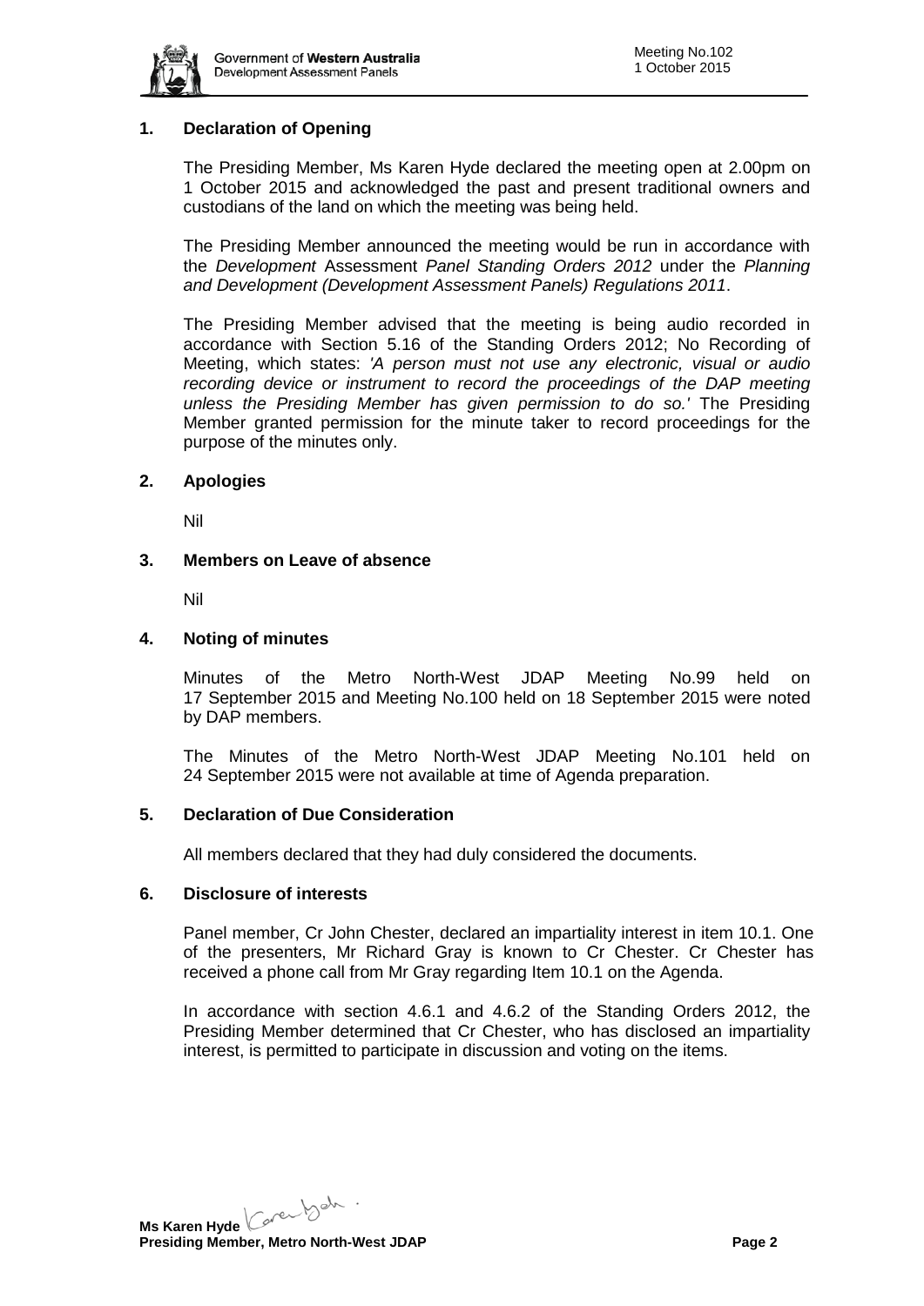## 1. Declaration of Opening

The Presiding Member, Ms Karen Hyde declared the meeting open at 2.00pm on 1 October 2015 and acknowledged the past and present traditional owners and custodians of the land on which the meeting was being held.

The Presiding Member announced the meeting would be run in accordance with the *Development* Assessment *Panel Standing Orders 2012* under the *Planning and Development (Development Assessment Panels) Regulations 2011*.

The Presiding Member advised that the meeting is being audio recorded in accordance with Section 5.16 of the Standing Orders 2012; No Recording of Meeting, which states: *'A person must not use any electronic, visual or audio recording device or instrument to record the proceedings of the DAP meeting unless the Presiding Member has given permission to do so.'* The Presiding Member granted permission for the minute taker to record proceedings for the purpose of the minutes only.

## 2. Apologies

Nil

## 3. Members on Leave of absence

Nil

## 4. Noting of minutes

Minutes of the Metro North-West JDAP Meeting No.99 held on 17 September 2015 and Meeting No.100 held on 18 September 2015 were noted by DAP members.

The Minutes of the Metro North-West JDAP Meeting No.101 held on 24 September 2015 were not available at time of Agenda preparation.

## 5. Declaration of Due Consideration

All members declared that they had duly considered the documents.

## 6. Disclosure of interests

Panel member, Cr John Chester, declared an impartiality interest in item 10.1. One of the presenters, Mr Richard Gray is known to Cr Chester. Cr Chester has received a phone call from Mr Gray regarding Item 10.1 on the Agenda.

In accordance with section 4.6.1 and 4.6.2 of the Standing Orders 2012, the Presiding Member determined that Cr Chester, who has disclosed an impartiality interest, is permitted to participate in discussion and voting on the items.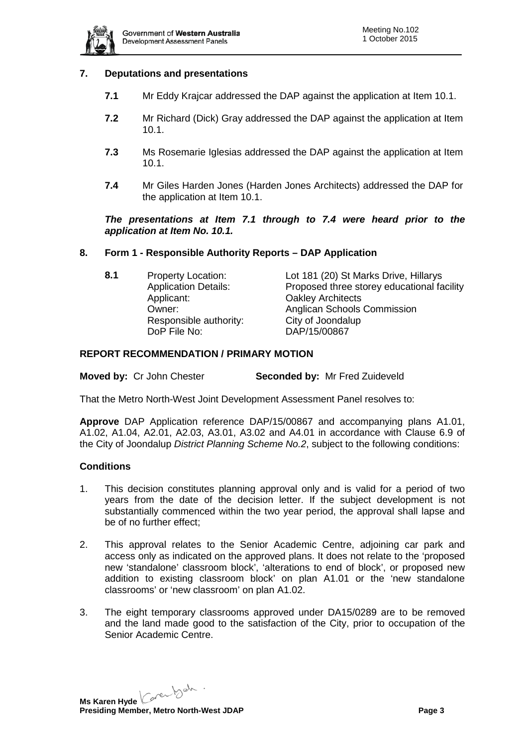## 7. Deputations and presentations

**7.1** Mr Eddy Krajcar addressed the DAP against the application at Item 10.1.

**7.2** Mr Richard (Dick) Gray addressed the DAP against the application at Item 10.1.

**7.3** Ms Rosemarie Iglesias addressed the DAP against the application at Item 10.1.

**7.4** Mr Giles Harden Jones (Harden Jones Architects) addressed the DAP for the application at Item 10.1.

***The presentations at Item 7.1 through to 7.4 were heard prior to the application at Item No. 10.1.***

## 8. Form 1 - Responsible Authority Reports – DAP Application

**8.1**

| | |
|---|---|
| Property Location: | Lot 181 (20) St Marks Drive, Hillarys |
| Application Details: | Proposed three storey educational facility |
| Applicant: | Oakley Architects |
| Owner: | Anglican Schools Commission |
| Responsible authority: | City of Joondalup |
| DoP File No: | DAP/15/00867 |

### REPORT RECOMMENDATION / PRIMARY MOTION

**Moved by:** Cr John Chester **Seconded by:** Mr Fred Zuideveld

That the Metro North-West Joint Development Assessment Panel resolves to:

**Approve** DAP Application reference DAP/15/00867 and accompanying plans A1.01, A1.02, A1.04, A2.01, A2.03, A3.01, A3.02 and A4.01 in accordance with Clause 6.9 of the City of Joondalup *District Planning Scheme No.2*, subject to the following conditions:

### Conditions

1. This decision constitutes planning approval only and is valid for a period of two years from the date of the decision letter. If the subject development is not substantially commenced within the two year period, the approval shall lapse and be of no further effect;

2. This approval relates to the Senior Academic Centre, adjoining car park and access only as indicated on the approved plans. It does not relate to the 'proposed new 'standalone' classroom block', 'alterations to end of block', or proposed new addition to existing classroom block' on plan A1.01 or the 'new standalone classrooms' or 'new classroom' on plan A1.02.

3. The eight temporary classrooms approved under DA15/0289 are to be removed and the land made good to the satisfaction of the City, prior to occupation of the Senior Academic Centre.

**Ms Karen Hyde**
**Presiding Member, Metro North-West JDAP**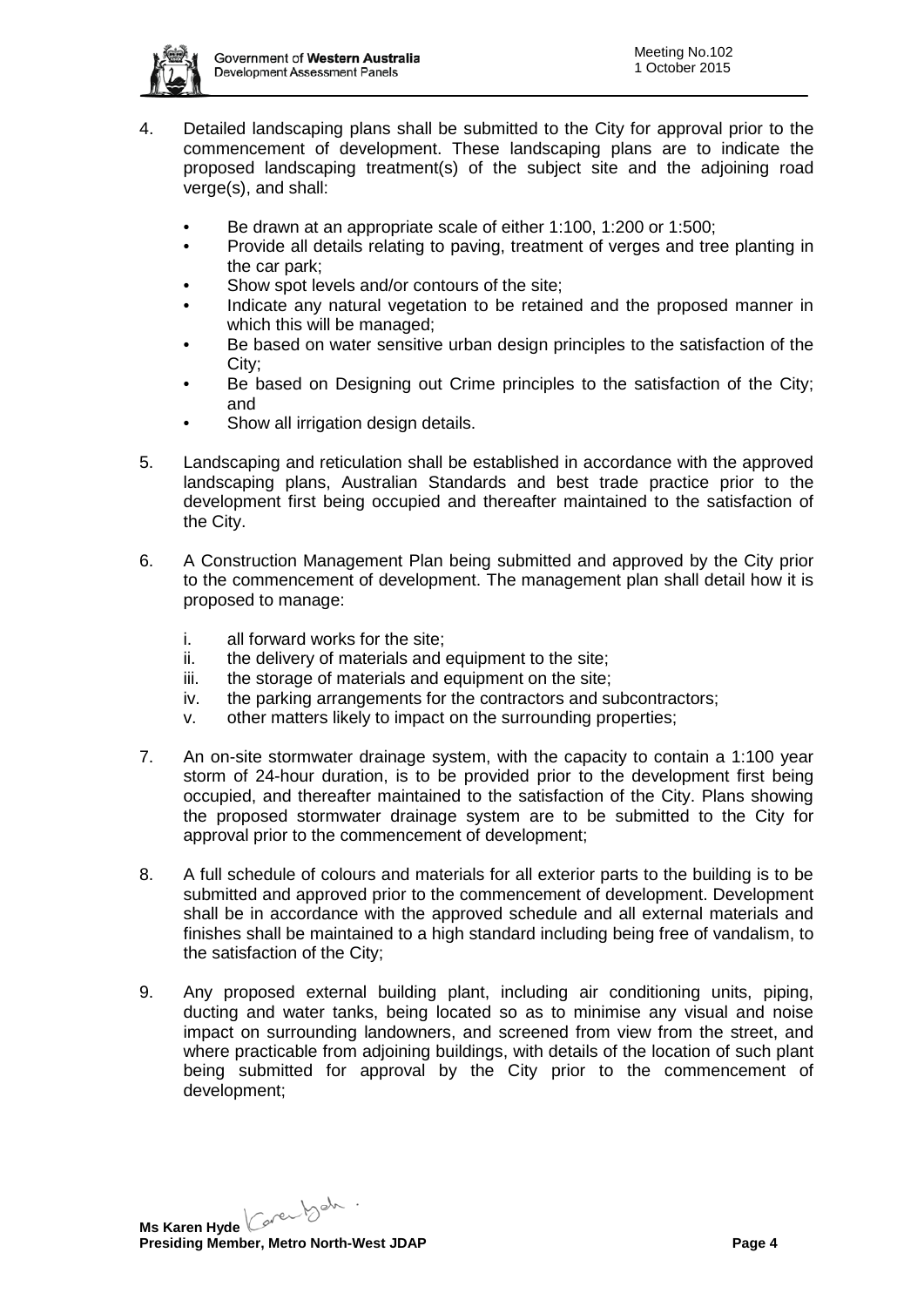4. Detailed landscaping plans shall be submitted to the City for approval prior to the commencement of development. These landscaping plans are to indicate the proposed landscaping treatment(s) of the subject site and the adjoining road verge(s), and shall:

   - Be drawn at an appropriate scale of either 1:100, 1:200 or 1:500;
   - Provide all details relating to paving, treatment of verges and tree planting in the car park;
   - Show spot levels and/or contours of the site;
   - Indicate any natural vegetation to be retained and the proposed manner in which this will be managed;
   - Be based on water sensitive urban design principles to the satisfaction of the City;
   - Be based on Designing out Crime principles to the satisfaction of the City; and
   - Show all irrigation design details.

5. Landscaping and reticulation shall be established in accordance with the approved landscaping plans, Australian Standards and best trade practice prior to the development first being occupied and thereafter maintained to the satisfaction of the City.

6. A Construction Management Plan being submitted and approved by the City prior to the commencement of development. The management plan shall detail how it is proposed to manage:

   i. all forward works for the site;
   ii. the delivery of materials and equipment to the site;
   iii. the storage of materials and equipment on the site;
   iv. the parking arrangements for the contractors and subcontractors;
   v. other matters likely to impact on the surrounding properties;

7. An on-site stormwater drainage system, with the capacity to contain a 1:100 year storm of 24-hour duration, is to be provided prior to the development first being occupied, and thereafter maintained to the satisfaction of the City. Plans showing the proposed stormwater drainage system are to be submitted to the City for approval prior to the commencement of development;

8. A full schedule of colours and materials for all exterior parts to the building is to be submitted and approved prior to the commencement of development. Development shall be in accordance with the approved schedule and all external materials and finishes shall be maintained to a high standard including being free of vandalism, to the satisfaction of the City;

9. Any proposed external building plant, including air conditioning units, piping, ducting and water tanks, being located so as to minimise any visual and noise impact on surrounding landowners, and screened from view from the street, and where practicable from adjoining buildings, with details of the location of such plant being submitted for approval by the City prior to the commencement of development;

**Ms Karen Hyde**
**Presiding Member, Metro North-West JDAP**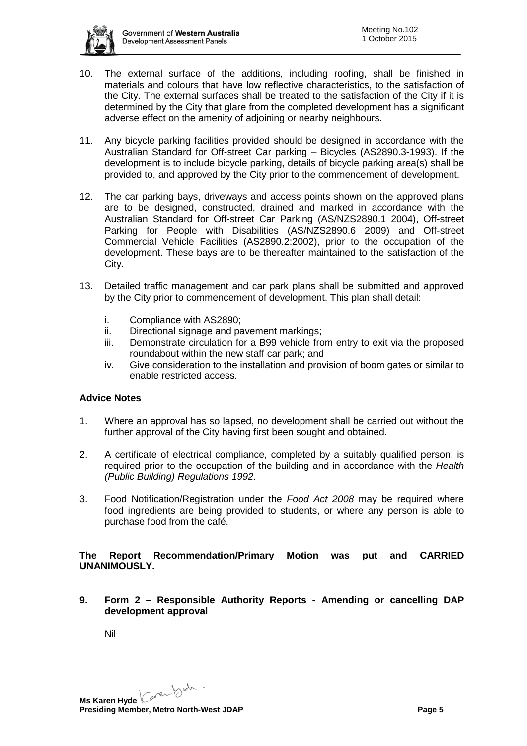10. The external surface of the additions, including roofing, shall be finished in materials and colours that have low reflective characteristics, to the satisfaction of the City. The external surfaces shall be treated to the satisfaction of the City if it is determined by the City that glare from the completed development has a significant adverse effect on the amenity of adjoining or nearby neighbours.

11. Any bicycle parking facilities provided should be designed in accordance with the Australian Standard for Off-street Car parking – Bicycles (AS2890.3-1993). If the development is to include bicycle parking, details of bicycle parking area(s) shall be provided to, and approved by the City prior to the commencement of development.

12. The car parking bays, driveways and access points shown on the approved plans are to be designed, constructed, drained and marked in accordance with the Australian Standard for Off-street Car Parking (AS/NZS2890.1 2004), Off-street Parking for People with Disabilities (AS/NZS2890.6 2009) and Off-street Commercial Vehicle Facilities (AS2890.2:2002), prior to the occupation of the development. These bays are to be thereafter maintained to the satisfaction of the City.

13. Detailed traffic management and car park plans shall be submitted and approved by the City prior to commencement of development. This plan shall detail:

    i. Compliance with AS2890;
    ii. Directional signage and pavement markings;
    iii. Demonstrate circulation for a B99 vehicle from entry to exit via the proposed roundabout within the new staff car park; and
    iv. Give consideration to the installation and provision of boom gates or similar to enable restricted access.

**Advice Notes**

1. Where an approval has so lapsed, no development shall be carried out without the further approval of the City having first been sought and obtained.

2. A certificate of electrical compliance, completed by a suitably qualified person, is required prior to the occupation of the building and in accordance with the *Health (Public Building) Regulations 1992*.

3. Food Notification/Registration under the *Food Act 2008* may be required where food ingredients are being provided to students, or where any person is able to purchase food from the café.

**The Report Recommendation/Primary Motion was put and CARRIED UNANIMOUSLY.**

**9. Form 2 – Responsible Authority Reports - Amending or cancelling DAP development approval**

Nil

**Ms Karen Hyde**
**Presiding Member, Metro North-West JDAP**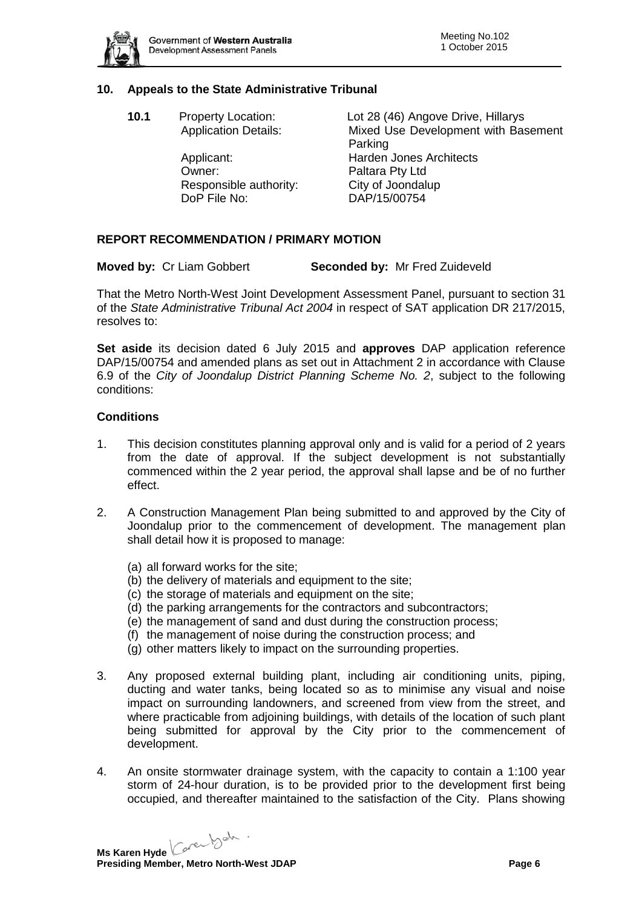## 10. Appeals to the State Administrative Tribunal

**10.1** Property Location: Lot 28 (46) Angove Drive, Hillarys
Application Details: Mixed Use Development with Basement Parking
Applicant: Harden Jones Architects
Owner: Paltara Pty Ltd
Responsible authority: City of Joondalup
DoP File No: DAP/15/00754

### REPORT RECOMMENDATION / PRIMARY MOTION

**Moved by:** Cr Liam Gobbert **Seconded by:** Mr Fred Zuideveld

That the Metro North-West Joint Development Assessment Panel, pursuant to section 31 of the *State Administrative Tribunal Act 2004* in respect of SAT application DR 217/2015, resolves to:

**Set aside** its decision dated 6 July 2015 and **approves** DAP application reference DAP/15/00754 and amended plans as set out in Attachment 2 in accordance with Clause 6.9 of the *City of Joondalup District Planning Scheme No. 2*, subject to the following conditions:

### Conditions

1. This decision constitutes planning approval only and is valid for a period of 2 years from the date of approval. If the subject development is not substantially commenced within the 2 year period, the approval shall lapse and be of no further effect.

2. A Construction Management Plan being submitted to and approved by the City of Joondalup prior to the commencement of development. The management plan shall detail how it is proposed to manage:

   (a) all forward works for the site;
   (b) the delivery of materials and equipment to the site;
   (c) the storage of materials and equipment on the site;
   (d) the parking arrangements for the contractors and subcontractors;
   (e) the management of sand and dust during the construction process;
   (f) the management of noise during the construction process; and
   (g) other matters likely to impact on the surrounding properties.

3. Any proposed external building plant, including air conditioning units, piping, ducting and water tanks, being located so as to minimise any visual and noise impact on surrounding landowners, and screened from view from the street, and where practicable from adjoining buildings, with details of the location of such plant being submitted for approval by the City prior to the commencement of development.

4. An onsite stormwater drainage system, with the capacity to contain a 1:100 year storm of 24-hour duration, is to be provided prior to the development first being occupied, and thereafter maintained to the satisfaction of the City. Plans showing

**Ms Karen Hyde**
**Presiding Member, Metro North-West JDAP**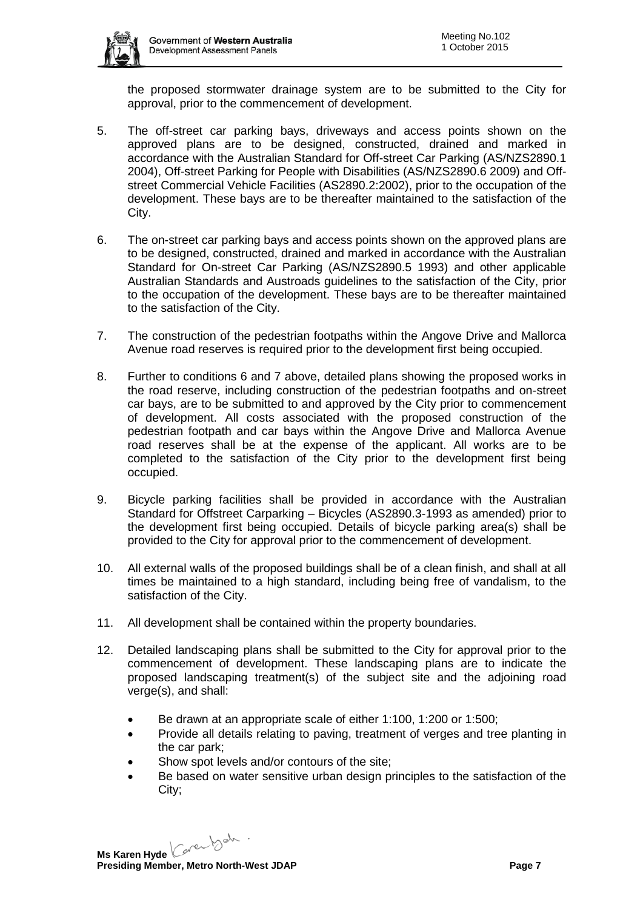the proposed stormwater drainage system are to be submitted to the City for approval, prior to the commencement of development.

5. The off-street car parking bays, driveways and access points shown on the approved plans are to be designed, constructed, drained and marked in accordance with the Australian Standard for Off-street Car Parking (AS/NZS2890.1 2004), Off-street Parking for People with Disabilities (AS/NZS2890.6 2009) and Off-street Commercial Vehicle Facilities (AS2890.2:2002), prior to the occupation of the development. These bays are to be thereafter maintained to the satisfaction of the City.

6. The on-street car parking bays and access points shown on the approved plans are to be designed, constructed, drained and marked in accordance with the Australian Standard for On-street Car Parking (AS/NZS2890.5 1993) and other applicable Australian Standards and Austroads guidelines to the satisfaction of the City, prior to the occupation of the development. These bays are to be thereafter maintained to the satisfaction of the City.

7. The construction of the pedestrian footpaths within the Angove Drive and Mallorca Avenue road reserves is required prior to the development first being occupied.

8. Further to conditions 6 and 7 above, detailed plans showing the proposed works in the road reserve, including construction of the pedestrian footpaths and on-street car bays, are to be submitted to and approved by the City prior to commencement of development. All costs associated with the proposed construction of the pedestrian footpath and car bays within the Angove Drive and Mallorca Avenue road reserves shall be at the expense of the applicant. All works are to be completed to the satisfaction of the City prior to the development first being occupied.

9. Bicycle parking facilities shall be provided in accordance with the Australian Standard for Offstreet Carparking – Bicycles (AS2890.3-1993 as amended) prior to the development first being occupied. Details of bicycle parking area(s) shall be provided to the City for approval prior to the commencement of development.

10. All external walls of the proposed buildings shall be of a clean finish, and shall at all times be maintained to a high standard, including being free of vandalism, to the satisfaction of the City.

11. All development shall be contained within the property boundaries.

12. Detailed landscaping plans shall be submitted to the City for approval prior to the commencement of development. These landscaping plans are to indicate the proposed landscaping treatment(s) of the subject site and the adjoining road verge(s), and shall:

    - Be drawn at an appropriate scale of either 1:100, 1:200 or 1:500;
    - Provide all details relating to paving, treatment of verges and tree planting in the car park;
    - Show spot levels and/or contours of the site;
    - Be based on water sensitive urban design principles to the satisfaction of the City;

**Ms Karen Hyde**
**Presiding Member, Metro North-West JDAP**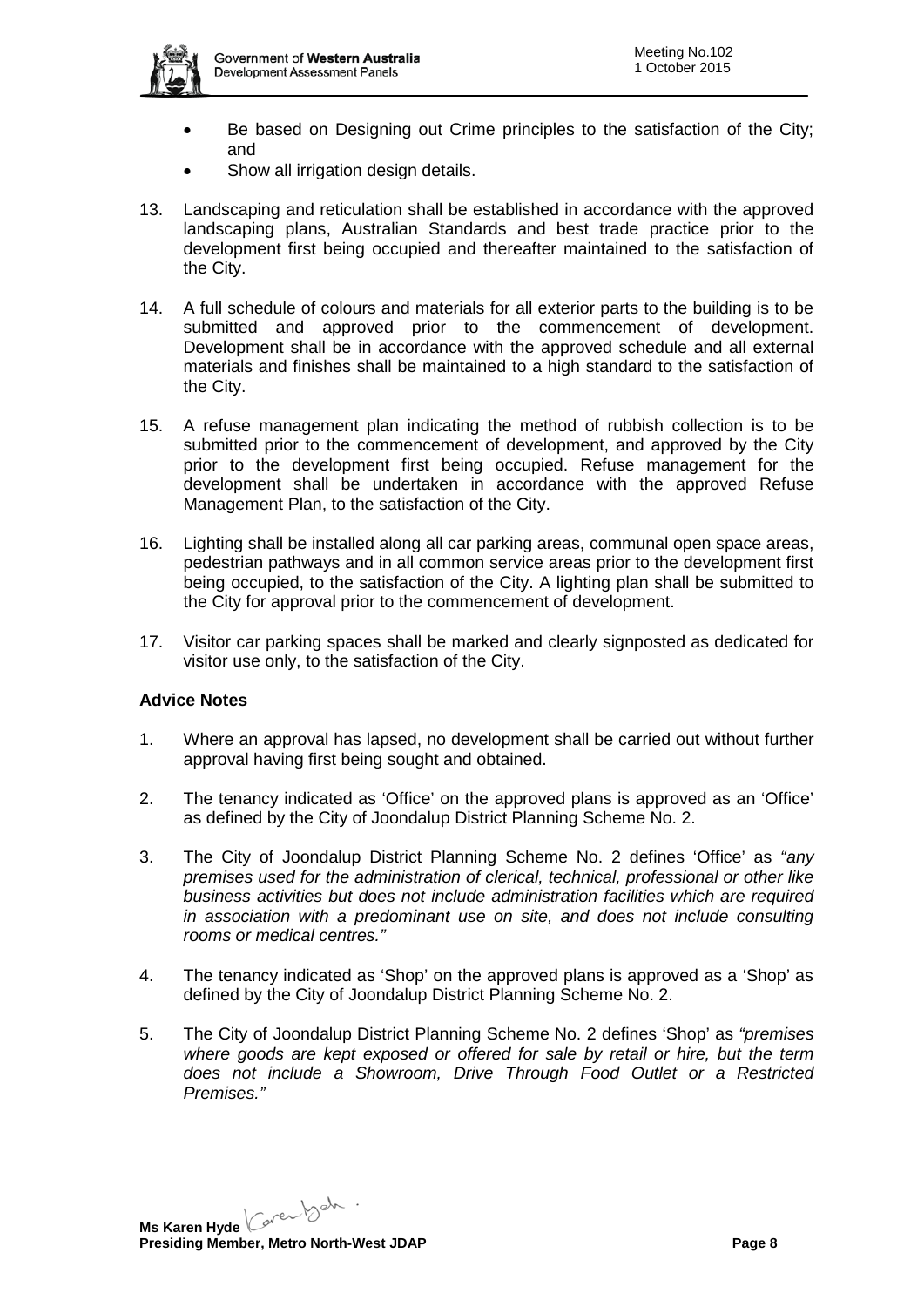- Be based on Designing out Crime principles to the satisfaction of the City; and
- Show all irrigation design details.

13. Landscaping and reticulation shall be established in accordance with the approved landscaping plans, Australian Standards and best trade practice prior to the development first being occupied and thereafter maintained to the satisfaction of the City.

14. A full schedule of colours and materials for all exterior parts to the building is to be submitted and approved prior to the commencement of development. Development shall be in accordance with the approved schedule and all external materials and finishes shall be maintained to a high standard to the satisfaction of the City.

15. A refuse management plan indicating the method of rubbish collection is to be submitted prior to the commencement of development, and approved by the City prior to the development first being occupied. Refuse management for the development shall be undertaken in accordance with the approved Refuse Management Plan, to the satisfaction of the City.

16. Lighting shall be installed along all car parking areas, communal open space areas, pedestrian pathways and in all common service areas prior to the development first being occupied, to the satisfaction of the City. A lighting plan shall be submitted to the City for approval prior to the commencement of development.

17. Visitor car parking spaces shall be marked and clearly signposted as dedicated for visitor use only, to the satisfaction of the City.

**Advice Notes**

1. Where an approval has lapsed, no development shall be carried out without further approval having first being sought and obtained.

2. The tenancy indicated as 'Office' on the approved plans is approved as an 'Office' as defined by the City of Joondalup District Planning Scheme No. 2.

3. The City of Joondalup District Planning Scheme No. 2 defines 'Office' as *"any premises used for the administration of clerical, technical, professional or other like business activities but does not include administration facilities which are required in association with a predominant use on site, and does not include consulting rooms or medical centres."*

4. The tenancy indicated as 'Shop' on the approved plans is approved as a 'Shop' as defined by the City of Joondalup District Planning Scheme No. 2.

5. The City of Joondalup District Planning Scheme No. 2 defines 'Shop' as *"premises where goods are kept exposed or offered for sale by retail or hire, but the term does not include a Showroom, Drive Through Food Outlet or a Restricted Premises."*

**Ms Karen Hyde**
**Presiding Member, Metro North-West JDAP**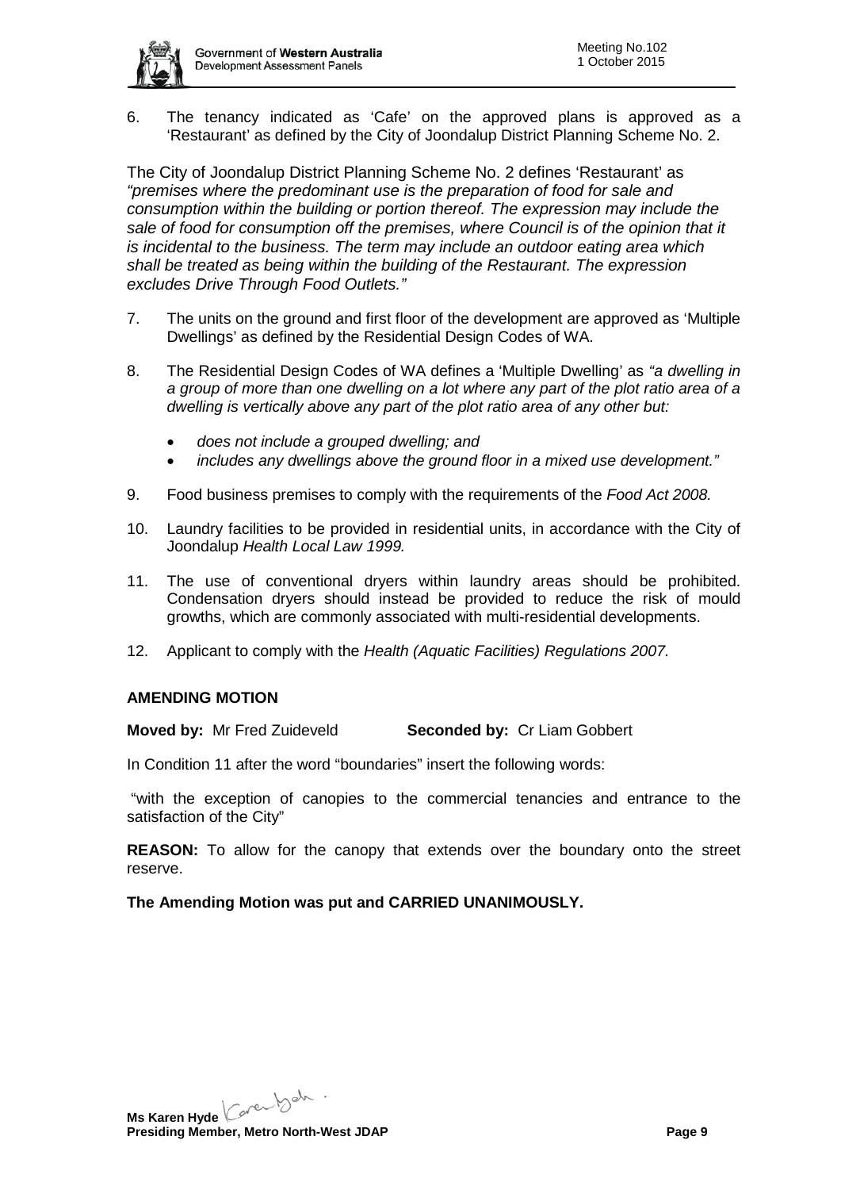6. The tenancy indicated as 'Cafe' on the approved plans is approved as a 'Restaurant' as defined by the City of Joondalup District Planning Scheme No. 2.

The City of Joondalup District Planning Scheme No. 2 defines 'Restaurant' as *"premises where the predominant use is the preparation of food for sale and consumption within the building or portion thereof. The expression may include the sale of food for consumption off the premises, where Council is of the opinion that it is incidental to the business. The term may include an outdoor eating area which shall be treated as being within the building of the Restaurant. The expression excludes Drive Through Food Outlets."*

7. The units on the ground and first floor of the development are approved as 'Multiple Dwellings' as defined by the Residential Design Codes of WA.

8. The Residential Design Codes of WA defines a 'Multiple Dwelling' as *"a dwelling in a group of more than one dwelling on a lot where any part of the plot ratio area of a dwelling is vertically above any part of the plot ratio area of any other but:*

   - *does not include a grouped dwelling; and*
   - *includes any dwellings above the ground floor in a mixed use development."*

9. Food business premises to comply with the requirements of the *Food Act 2008.*

10. Laundry facilities to be provided in residential units, in accordance with the City of Joondalup *Health Local Law 1999.*

11. The use of conventional dryers within laundry areas should be prohibited. Condensation dryers should instead be provided to reduce the risk of mould growths, which are commonly associated with multi-residential developments.

12. Applicant to comply with the *Health (Aquatic Facilities) Regulations 2007.*

**AMENDING MOTION**

**Moved by:** Mr Fred Zuideveld **Seconded by:** Cr Liam Gobbert

In Condition 11 after the word "boundaries" insert the following words:

"with the exception of canopies to the commercial tenancies and entrance to the satisfaction of the City"

**REASON:** To allow for the canopy that extends over the boundary onto the street reserve.

**The Amending Motion was put and CARRIED UNANIMOUSLY.**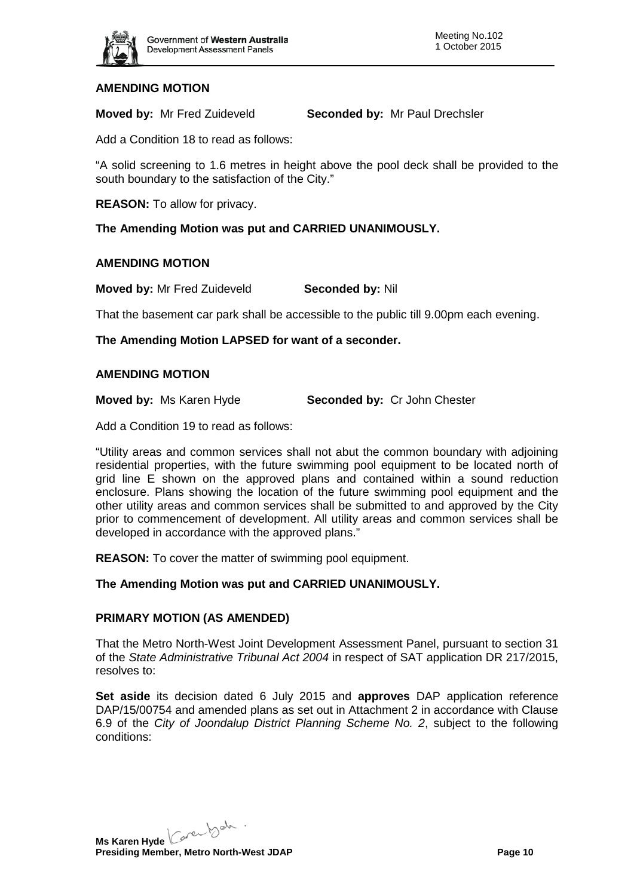**AMENDING MOTION**

**Moved by:** Mr Fred Zuideveld **Seconded by:** Mr Paul Drechsler

Add a Condition 18 to read as follows:

"A solid screening to 1.6 metres in height above the pool deck shall be provided to the south boundary to the satisfaction of the City."

**REASON:** To allow for privacy.

**The Amending Motion was put and CARRIED UNANIMOUSLY.**

**AMENDING MOTION**

**Moved by:** Mr Fred Zuideveld **Seconded by:** Nil

That the basement car park shall be accessible to the public till 9.00pm each evening.

**The Amending Motion LAPSED for want of a seconder.**

**AMENDING MOTION**

**Moved by:** Ms Karen Hyde **Seconded by:** Cr John Chester

Add a Condition 19 to read as follows:

"Utility areas and common services shall not abut the common boundary with adjoining residential properties, with the future swimming pool equipment to be located north of grid line E shown on the approved plans and contained within a sound reduction enclosure. Plans showing the location of the future swimming pool equipment and the other utility areas and common services shall be submitted to and approved by the City prior to commencement of development. All utility areas and common services shall be developed in accordance with the approved plans."

**REASON:** To cover the matter of swimming pool equipment.

**The Amending Motion was put and CARRIED UNANIMOUSLY.**

**PRIMARY MOTION (AS AMENDED)**

That the Metro North-West Joint Development Assessment Panel, pursuant to section 31 of the *State Administrative Tribunal Act 2004* in respect of SAT application DR 217/2015, resolves to:

**Set aside** its decision dated 6 July 2015 and **approves** DAP application reference DAP/15/00754 and amended plans as set out in Attachment 2 in accordance with Clause 6.9 of the *City of Joondalup District Planning Scheme No. 2*, subject to the following conditions: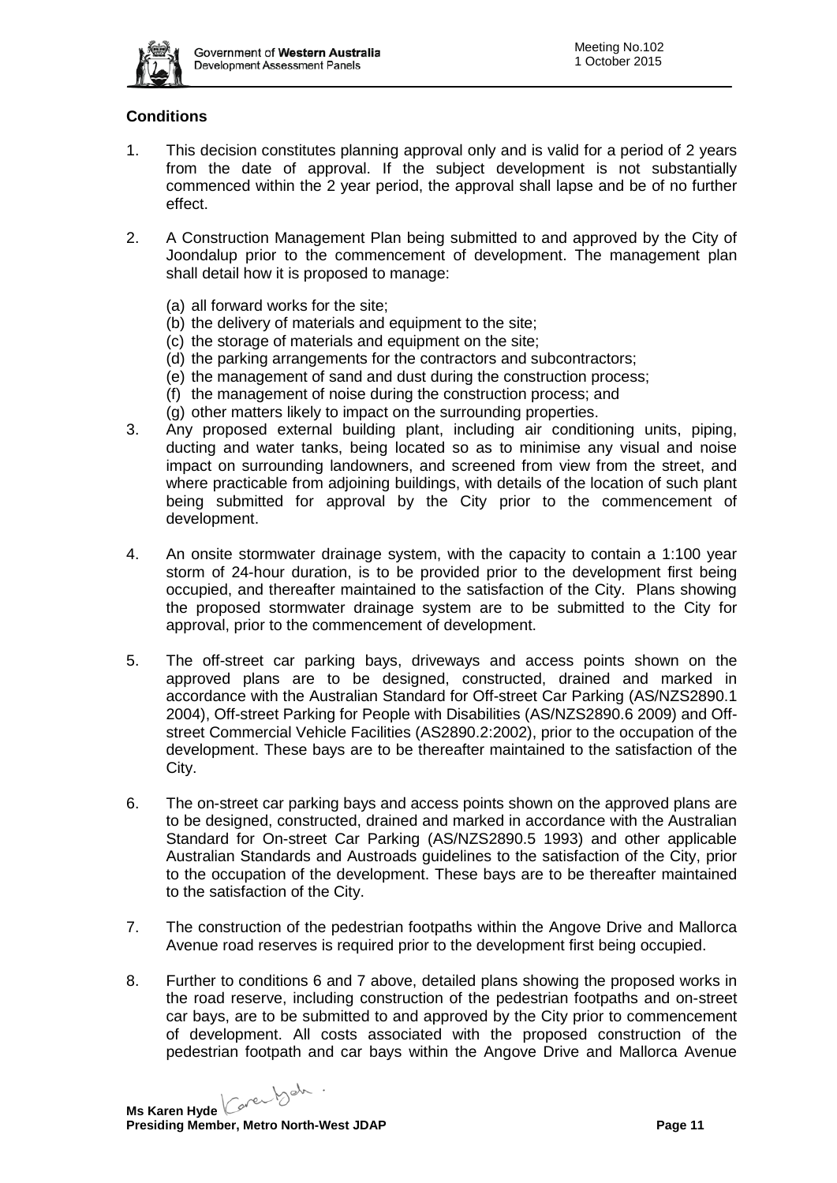**Conditions**

1. This decision constitutes planning approval only and is valid for a period of 2 years from the date of approval. If the subject development is not substantially commenced within the 2 year period, the approval shall lapse and be of no further effect.

2. A Construction Management Plan being submitted to and approved by the City of Joondalup prior to the commencement of development. The management plan shall detail how it is proposed to manage:

   (a) all forward works for the site;
   (b) the delivery of materials and equipment to the site;
   (c) the storage of materials and equipment on the site;
   (d) the parking arrangements for the contractors and subcontractors;
   (e) the management of sand and dust during the construction process;
   (f) the management of noise during the construction process; and
   (g) other matters likely to impact on the surrounding properties.

3. Any proposed external building plant, including air conditioning units, piping, ducting and water tanks, being located so as to minimise any visual and noise impact on surrounding landowners, and screened from view from the street, and where practicable from adjoining buildings, with details of the location of such plant being submitted for approval by the City prior to the commencement of development.

4. An onsite stormwater drainage system, with the capacity to contain a 1:100 year storm of 24-hour duration, is to be provided prior to the development first being occupied, and thereafter maintained to the satisfaction of the City. Plans showing the proposed stormwater drainage system are to be submitted to the City for approval, prior to the commencement of development.

5. The off-street car parking bays, driveways and access points shown on the approved plans are to be designed, constructed, drained and marked in accordance with the Australian Standard for Off-street Car Parking (AS/NZS2890.1 2004), Off-street Parking for People with Disabilities (AS/NZS2890.6 2009) and Off-street Commercial Vehicle Facilities (AS2890.2:2002), prior to the occupation of the development. These bays are to be thereafter maintained to the satisfaction of the City.

6. The on-street car parking bays and access points shown on the approved plans are to be designed, constructed, drained and marked in accordance with the Australian Standard for On-street Car Parking (AS/NZS2890.5 1993) and other applicable Australian Standards and Austroads guidelines to the satisfaction of the City, prior to the occupation of the development. These bays are to be thereafter maintained to the satisfaction of the City.

7. The construction of the pedestrian footpaths within the Angove Drive and Mallorca Avenue road reserves is required prior to the development first being occupied.

8. Further to conditions 6 and 7 above, detailed plans showing the proposed works in the road reserve, including construction of the pedestrian footpaths and on-street car bays, are to be submitted to and approved by the City prior to commencement of development. All costs associated with the proposed construction of the pedestrian footpath and car bays within the Angove Drive and Mallorca Avenue

**Ms Karen Hyde**
**Presiding Member, Metro North-West JDAP**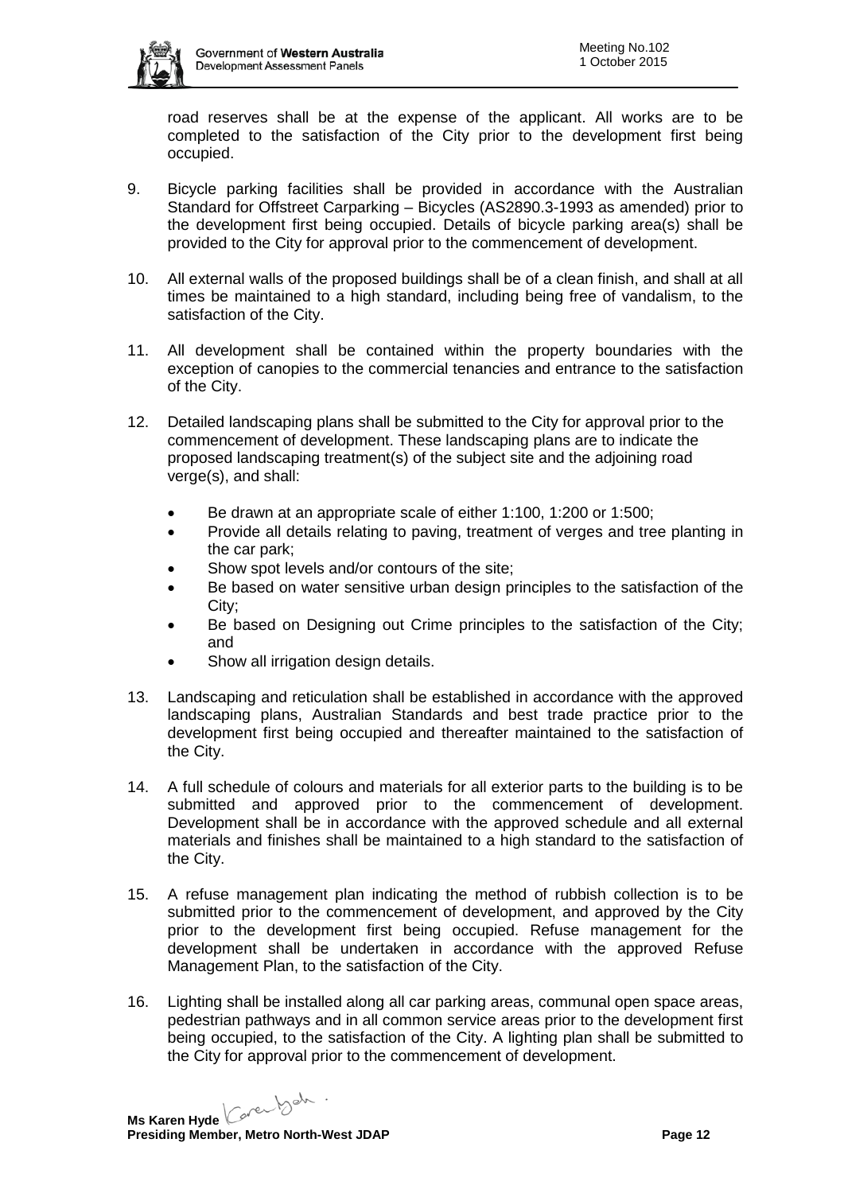road reserves shall be at the expense of the applicant. All works are to be completed to the satisfaction of the City prior to the development first being occupied.

9. Bicycle parking facilities shall be provided in accordance with the Australian Standard for Offstreet Carparking – Bicycles (AS2890.3-1993 as amended) prior to the development first being occupied. Details of bicycle parking area(s) shall be provided to the City for approval prior to the commencement of development.

10. All external walls of the proposed buildings shall be of a clean finish, and shall at all times be maintained to a high standard, including being free of vandalism, to the satisfaction of the City.

11. All development shall be contained within the property boundaries with the exception of canopies to the commercial tenancies and entrance to the satisfaction of the City.

12. Detailed landscaping plans shall be submitted to the City for approval prior to the commencement of development. These landscaping plans are to indicate the proposed landscaping treatment(s) of the subject site and the adjoining road verge(s), and shall:

    - Be drawn at an appropriate scale of either 1:100, 1:200 or 1:500;
    - Provide all details relating to paving, treatment of verges and tree planting in the car park;
    - Show spot levels and/or contours of the site;
    - Be based on water sensitive urban design principles to the satisfaction of the City;
    - Be based on Designing out Crime principles to the satisfaction of the City; and
    - Show all irrigation design details.

13. Landscaping and reticulation shall be established in accordance with the approved landscaping plans, Australian Standards and best trade practice prior to the development first being occupied and thereafter maintained to the satisfaction of the City.

14. A full schedule of colours and materials for all exterior parts to the building is to be submitted and approved prior to the commencement of development. Development shall be in accordance with the approved schedule and all external materials and finishes shall be maintained to a high standard to the satisfaction of the City.

15. A refuse management plan indicating the method of rubbish collection is to be submitted prior to the commencement of development, and approved by the City prior to the development first being occupied. Refuse management for the development shall be undertaken in accordance with the approved Refuse Management Plan, to the satisfaction of the City.

16. Lighting shall be installed along all car parking areas, communal open space areas, pedestrian pathways and in all common service areas prior to the development first being occupied, to the satisfaction of the City. A lighting plan shall be submitted to the City for approval prior to the commencement of development.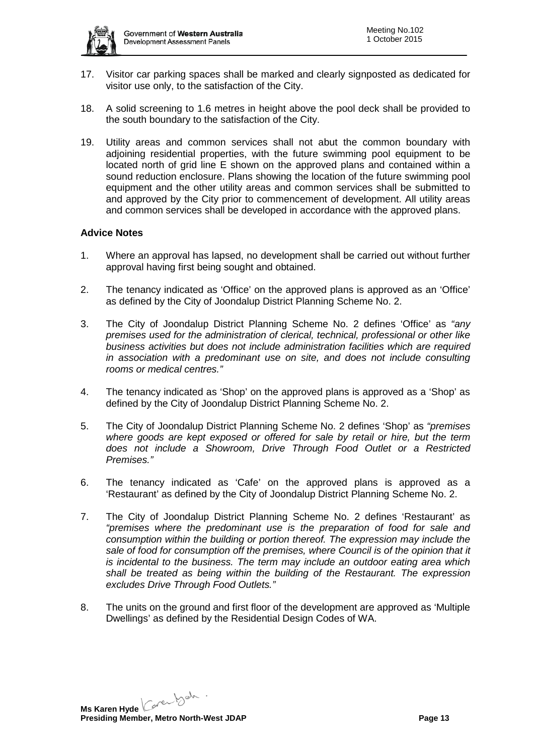17. Visitor car parking spaces shall be marked and clearly signposted as dedicated for visitor use only, to the satisfaction of the City.

18. A solid screening to 1.6 metres in height above the pool deck shall be provided to the south boundary to the satisfaction of the City.

19. Utility areas and common services shall not abut the common boundary with adjoining residential properties, with the future swimming pool equipment to be located north of grid line E shown on the approved plans and contained within a sound reduction enclosure. Plans showing the location of the future swimming pool equipment and the other utility areas and common services shall be submitted to and approved by the City prior to commencement of development. All utility areas and common services shall be developed in accordance with the approved plans.

**Advice Notes**

1. Where an approval has lapsed, no development shall be carried out without further approval having first being sought and obtained.

2. The tenancy indicated as 'Office' on the approved plans is approved as an 'Office' as defined by the City of Joondalup District Planning Scheme No. 2.

3. The City of Joondalup District Planning Scheme No. 2 defines 'Office' as *"any premises used for the administration of clerical, technical, professional or other like business activities but does not include administration facilities which are required in association with a predominant use on site, and does not include consulting rooms or medical centres."*

4. The tenancy indicated as 'Shop' on the approved plans is approved as a 'Shop' as defined by the City of Joondalup District Planning Scheme No. 2.

5. The City of Joondalup District Planning Scheme No. 2 defines 'Shop' as *"premises where goods are kept exposed or offered for sale by retail or hire, but the term does not include a Showroom, Drive Through Food Outlet or a Restricted Premises."*

6. The tenancy indicated as 'Cafe' on the approved plans is approved as a 'Restaurant' as defined by the City of Joondalup District Planning Scheme No. 2.

7. The City of Joondalup District Planning Scheme No. 2 defines 'Restaurant' as *"premises where the predominant use is the preparation of food for sale and consumption within the building or portion thereof. The expression may include the sale of food for consumption off the premises, where Council is of the opinion that it is incidental to the business. The term may include an outdoor eating area which shall be treated as being within the building of the Restaurant. The expression excludes Drive Through Food Outlets."*

8. The units on the ground and first floor of the development are approved as 'Multiple Dwellings' as defined by the Residential Design Codes of WA.

**Ms Karen Hyde**
**Presiding Member, Metro North-West JDAP**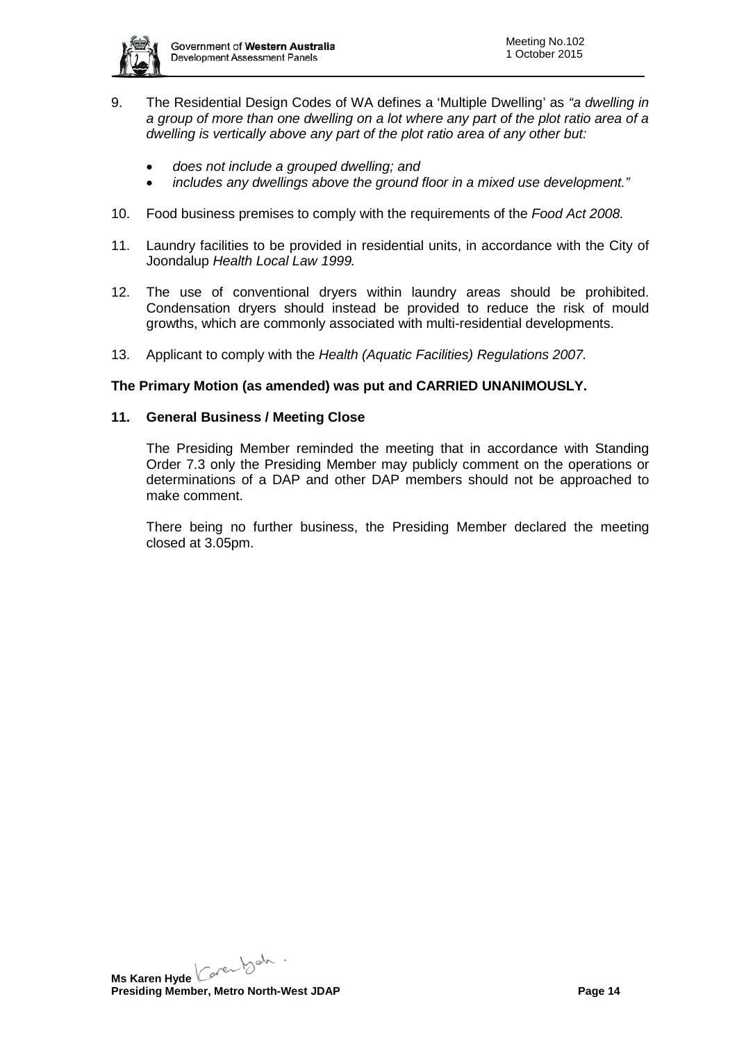9. The Residential Design Codes of WA defines a 'Multiple Dwelling' as *"a dwelling in a group of more than one dwelling on a lot where any part of the plot ratio area of a dwelling is vertically above any part of the plot ratio area of any other but:*

   - *does not include a grouped dwelling; and*
   - *includes any dwellings above the ground floor in a mixed use development."*

10. Food business premises to comply with the requirements of the *Food Act 2008.*

11. Laundry facilities to be provided in residential units, in accordance with the City of Joondalup *Health Local Law 1999.*

12. The use of conventional dryers within laundry areas should be prohibited. Condensation dryers should instead be provided to reduce the risk of mould growths, which are commonly associated with multi-residential developments.

13. Applicant to comply with the *Health (Aquatic Facilities) Regulations 2007.*

**The Primary Motion (as amended) was put and CARRIED UNANIMOUSLY.**

**11. General Business / Meeting Close**

The Presiding Member reminded the meeting that in accordance with Standing Order 7.3 only the Presiding Member may publicly comment on the operations or determinations of a DAP and other DAP members should not be approached to make comment.

There being no further business, the Presiding Member declared the meeting closed at 3.05pm.

**Ms Karen Hyde**
**Presiding Member, Metro North-West JDAP**